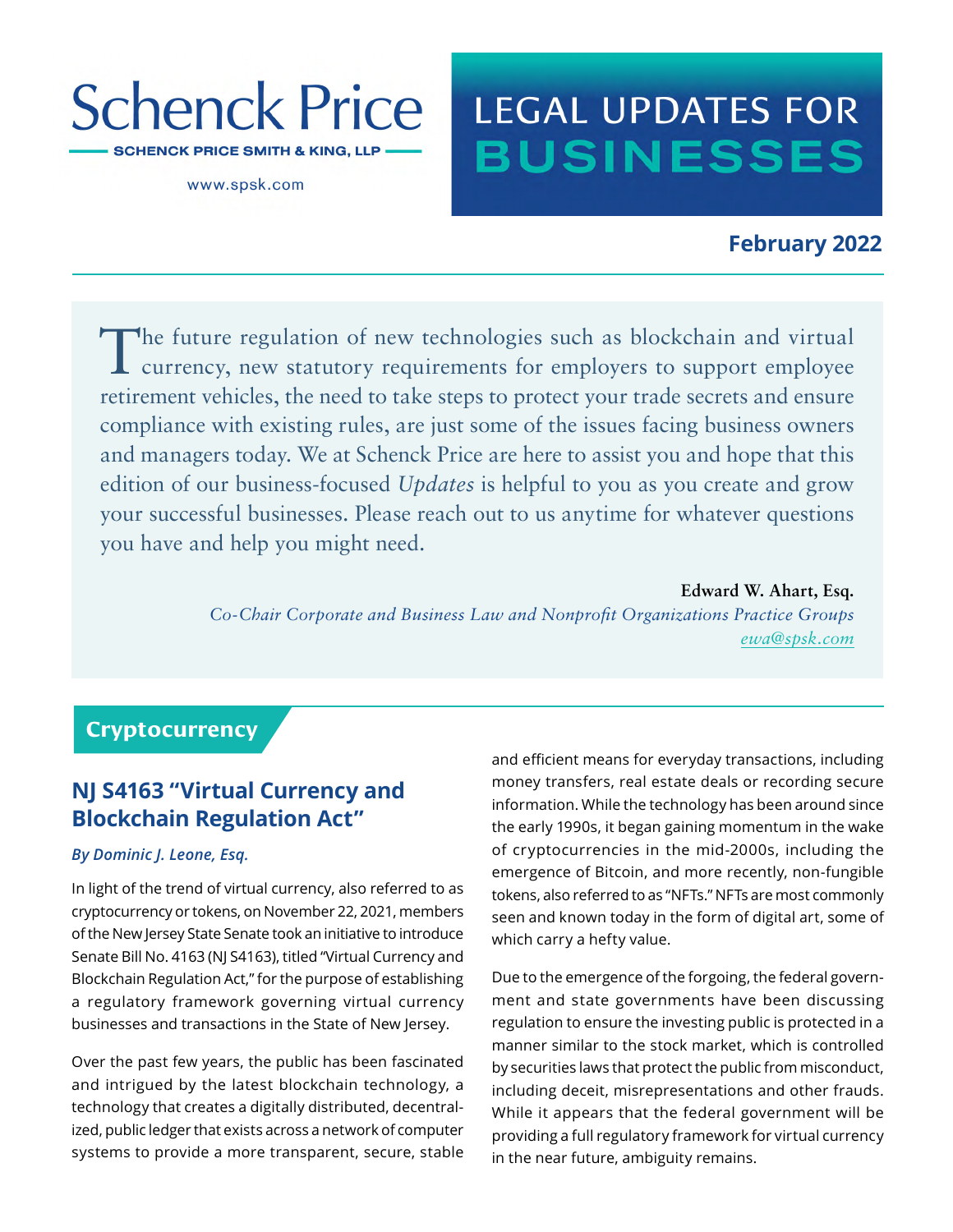Schenck Price

SCHENCK PRICE SMITH & KING, LLP

www.spsk.com

# LEGAL UPDATES FOR BUSINESSES

**February 2022**

The future regulation of new technologies such as blockchain and virtual currency, new statutory requirements for employers to support employee retirement vehicles, the need to take steps to protect your trade secrets and ensure compliance with existing rules, are just some of the issues facing business owners and managers today. We at Schenck Price are here to assist you and hope that this edition of our business-focused *Updates* is helpful to you as you create and grow your successful businesses. Please reach out to us anytime for whatever questions you have and help you might need.

**Edward W. Ahart, Esq.**
*Co-Chair Corporate and Business Law and Nonprofit Organizations Practice Groups*
*ewa@spsk.com*

## Cryptocurrency

### NJ S4163 "Virtual Currency and Blockchain Regulation Act"

***By Dominic J. Leone, Esq.***

In light of the trend of virtual currency, also referred to as cryptocurrency or tokens, on November 22, 2021, members of the New Jersey State Senate took an initiative to introduce Senate Bill No. 4163 (NJ S4163), titled "Virtual Currency and Blockchain Regulation Act," for the purpose of establishing a regulatory framework governing virtual currency businesses and transactions in the State of New Jersey.

Over the past few years, the public has been fascinated and intrigued by the latest blockchain technology, a technology that creates a digitally distributed, decentralized, public ledger that exists across a network of computer systems to provide a more transparent, secure, stable and efficient means for everyday transactions, including money transfers, real estate deals or recording secure information. While the technology has been around since the early 1990s, it began gaining momentum in the wake of cryptocurrencies in the mid-2000s, including the emergence of Bitcoin, and more recently, non-fungible tokens, also referred to as "NFTs." NFTs are most commonly seen and known today in the form of digital art, some of which carry a hefty value.

Due to the emergence of the forgoing, the federal government and state governments have been discussing regulation to ensure the investing public is protected in a manner similar to the stock market, which is controlled by securities laws that protect the public from misconduct, including deceit, misrepresentations and other frauds. While it appears that the federal government will be providing a full regulatory framework for virtual currency in the near future, ambiguity remains.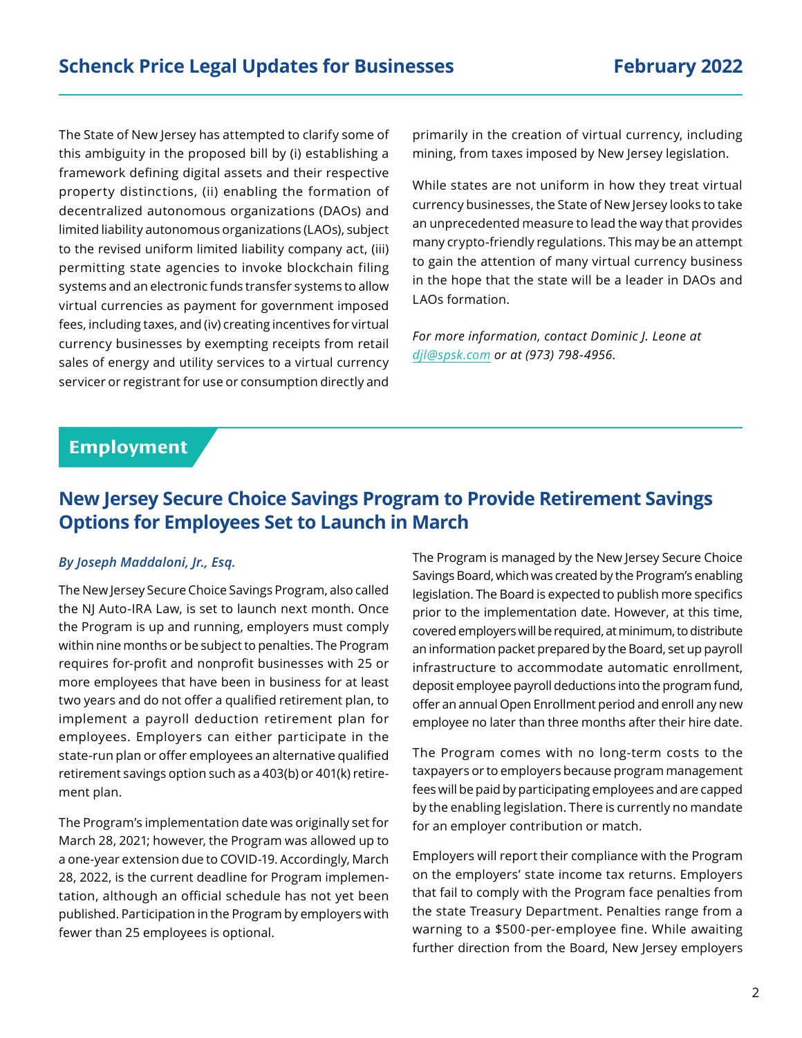The State of New Jersey has attempted to clarify some of this ambiguity in the proposed bill by (i) establishing a framework defining digital assets and their respective property distinctions, (ii) enabling the formation of decentralized autonomous organizations (DAOs) and limited liability autonomous organizations (LAOs), subject to the revised uniform limited liability company act, (iii) permitting state agencies to invoke blockchain filing systems and an electronic funds transfer systems to allow virtual currencies as payment for government imposed fees, including taxes, and (iv) creating incentives for virtual currency businesses by exempting receipts from retail sales of energy and utility services to a virtual currency servicer or registrant for use or consumption directly and primarily in the creation of virtual currency, including mining, from taxes imposed by New Jersey legislation.

While states are not uniform in how they treat virtual currency businesses, the State of New Jersey looks to take an unprecedented measure to lead the way that provides many crypto-friendly regulations. This may be an attempt to gain the attention of many virtual currency business in the hope that the state will be a leader in DAOs and LAOs formation.

*For more information, contact Dominic J. Leone at djl@spsk.com or at (973) 798-4956.*

## Employment

### New Jersey Secure Choice Savings Program to Provide Retirement Savings Options for Employees Set to Launch in March

***By Joseph Maddaloni, Jr., Esq.***

The New Jersey Secure Choice Savings Program, also called the NJ Auto-IRA Law, is set to launch next month. Once the Program is up and running, employers must comply within nine months or be subject to penalties. The Program requires for-profit and nonprofit businesses with 25 or more employees that have been in business for at least two years and do not offer a qualified retirement plan, to implement a payroll deduction retirement plan for employees. Employers can either participate in the state-run plan or offer employees an alternative qualified retirement savings option such as a 403(b) or 401(k) retirement plan.

The Program's implementation date was originally set for March 28, 2021; however, the Program was allowed up to a one-year extension due to COVID-19. Accordingly, March 28, 2022, is the current deadline for Program implementation, although an official schedule has not yet been published. Participation in the Program by employers with fewer than 25 employees is optional.

The Program is managed by the New Jersey Secure Choice Savings Board, which was created by the Program's enabling legislation. The Board is expected to publish more specifics prior to the implementation date. However, at this time, covered employers will be required, at minimum, to distribute an information packet prepared by the Board, set up payroll infrastructure to accommodate automatic enrollment, deposit employee payroll deductions into the program fund, offer an annual Open Enrollment period and enroll any new employee no later than three months after their hire date.

The Program comes with no long-term costs to the taxpayers or to employers because program management fees will be paid by participating employees and are capped by the enabling legislation. There is currently no mandate for an employer contribution or match.

Employers will report their compliance with the Program on the employers' state income tax returns. Employers that fail to comply with the Program face penalties from the state Treasury Department. Penalties range from a warning to a $500-per-employee fine. While awaiting further direction from the Board, New Jersey employers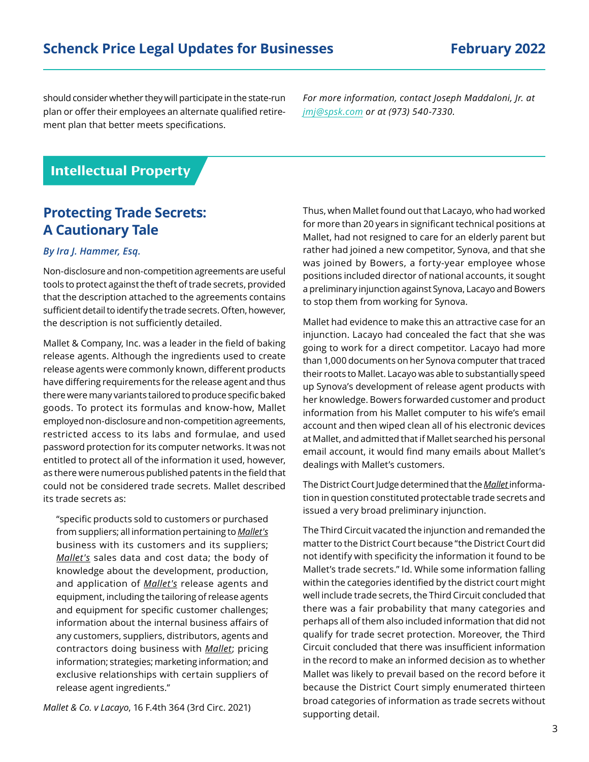should consider whether they will participate in the state-run plan or offer their employees an alternate qualified retirement plan that better meets specifications.

*For more information, contact Joseph Maddaloni, Jr. at jmj@spsk.com or at (973) 540-7330.*

## Intellectual Property

### Protecting Trade Secrets: A Cautionary Tale

***By Ira J. Hammer, Esq.***

Non-disclosure and non-competition agreements are useful tools to protect against the theft of trade secrets, provided that the description attached to the agreements contains sufficient detail to identify the trade secrets. Often, however, the description is not sufficiently detailed.

Mallet & Company, Inc. was a leader in the field of baking release agents. Although the ingredients used to create release agents were commonly known, different products have differing requirements for the release agent and thus there were many variants tailored to produce specific baked goods. To protect its formulas and know-how, Mallet employed non-disclosure and non-competition agreements, restricted access to its labs and formulae, and used password protection for its computer networks. It was not entitled to protect all of the information it used, however, as there were numerous published patents in the field that could not be considered trade secrets. Mallet described its trade secrets as:

> "specific products sold to customers or purchased from suppliers; all information pertaining to *Mallet's* business with its customers and its suppliers; *Mallet's* sales data and cost data; the body of knowledge about the development, production, and application of *Mallet's* release agents and equipment, including the tailoring of release agents and equipment for specific customer challenges; information about the internal business affairs of any customers, suppliers, distributors, agents and contractors doing business with *Mallet*; pricing information; strategies; marketing information; and exclusive relationships with certain suppliers of release agent ingredients."

*Mallet & Co. v Lacayo*, 16 F.4th 364 (3rd Circ. 2021)

Thus, when Mallet found out that Lacayo, who had worked for more than 20 years in significant technical positions at Mallet, had not resigned to care for an elderly parent but rather had joined a new competitor, Synova, and that she was joined by Bowers, a forty-year employee whose positions included director of national accounts, it sought a preliminary injunction against Synova, Lacayo and Bowers to stop them from working for Synova.

Mallet had evidence to make this an attractive case for an injunction. Lacayo had concealed the fact that she was going to work for a direct competitor. Lacayo had more than 1,000 documents on her Synova computer that traced their roots to Mallet. Lacayo was able to substantially speed up Synova's development of release agent products with her knowledge. Bowers forwarded customer and product information from his Mallet computer to his wife's email account and then wiped clean all of his electronic devices at Mallet, and admitted that if Mallet searched his personal email account, it would find many emails about Mallet's dealings with Mallet's customers.

The District Court Judge determined that the *Mallet* information in question constituted protectable trade secrets and issued a very broad preliminary injunction.

The Third Circuit vacated the injunction and remanded the matter to the District Court because "the District Court did not identify with specificity the information it found to be Mallet's trade secrets." Id. While some information falling within the categories identified by the district court might well include trade secrets, the Third Circuit concluded that there was a fair probability that many categories and perhaps all of them also included information that did not qualify for trade secret protection. Moreover, the Third Circuit concluded that there was insufficient information in the record to make an informed decision as to whether Mallet was likely to prevail based on the record before it because the District Court simply enumerated thirteen broad categories of information as trade secrets without supporting detail.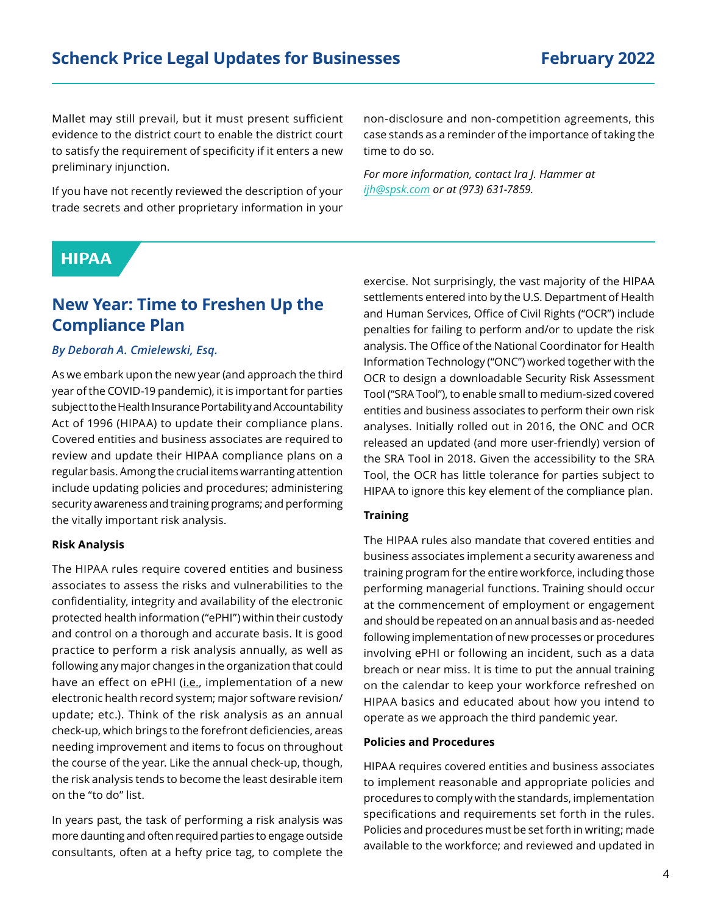Mallet may still prevail, but it must present sufficient evidence to the district court to enable the district court to satisfy the requirement of specificity if it enters a new preliminary injunction.

If you have not recently reviewed the description of your trade secrets and other proprietary information in your non-disclosure and non-competition agreements, this case stands as a reminder of the importance of taking the time to do so.

*For more information, contact Ira J. Hammer at ijh@spsk.com or at (973) 631-7859.*

## HIPAA

## New Year: Time to Freshen Up the Compliance Plan

***By Deborah A. Cmielewski, Esq.***

As we embark upon the new year (and approach the third year of the COVID-19 pandemic), it is important for parties subject to the Health Insurance Portability and Accountability Act of 1996 (HIPAA) to update their compliance plans. Covered entities and business associates are required to review and update their HIPAA compliance plans on a regular basis. Among the crucial items warranting attention include updating policies and procedures; administering security awareness and training programs; and performing the vitally important risk analysis.

**Risk Analysis**

The HIPAA rules require covered entities and business associates to assess the risks and vulnerabilities to the confidentiality, integrity and availability of the electronic protected health information ("ePHI") within their custody and control on a thorough and accurate basis. It is good practice to perform a risk analysis annually, as well as following any major changes in the organization that could have an effect on ePHI (i.e., implementation of a new electronic health record system; major software revision/update; etc.). Think of the risk analysis as an annual check-up, which brings to the forefront deficiencies, areas needing improvement and items to focus on throughout the course of the year. Like the annual check-up, though, the risk analysis tends to become the least desirable item on the "to do" list.

In years past, the task of performing a risk analysis was more daunting and often required parties to engage outside consultants, often at a hefty price tag, to complete the exercise. Not surprisingly, the vast majority of the HIPAA settlements entered into by the U.S. Department of Health and Human Services, Office of Civil Rights ("OCR") include penalties for failing to perform and/or to update the risk analysis. The Office of the National Coordinator for Health Information Technology ("ONC") worked together with the OCR to design a downloadable Security Risk Assessment Tool ("SRA Tool"), to enable small to medium-sized covered entities and business associates to perform their own risk analyses. Initially rolled out in 2016, the ONC and OCR released an updated (and more user-friendly) version of the SRA Tool in 2018. Given the accessibility to the SRA Tool, the OCR has little tolerance for parties subject to HIPAA to ignore this key element of the compliance plan.

**Training**

The HIPAA rules also mandate that covered entities and business associates implement a security awareness and training program for the entire workforce, including those performing managerial functions. Training should occur at the commencement of employment or engagement and should be repeated on an annual basis and as-needed following implementation of new processes or procedures involving ePHI or following an incident, such as a data breach or near miss. It is time to put the annual training on the calendar to keep your workforce refreshed on HIPAA basics and educated about how you intend to operate as we approach the third pandemic year.

**Policies and Procedures**

HIPAA requires covered entities and business associates to implement reasonable and appropriate policies and procedures to comply with the standards, implementation specifications and requirements set forth in the rules. Policies and procedures must be set forth in writing; made available to the workforce; and reviewed and updated in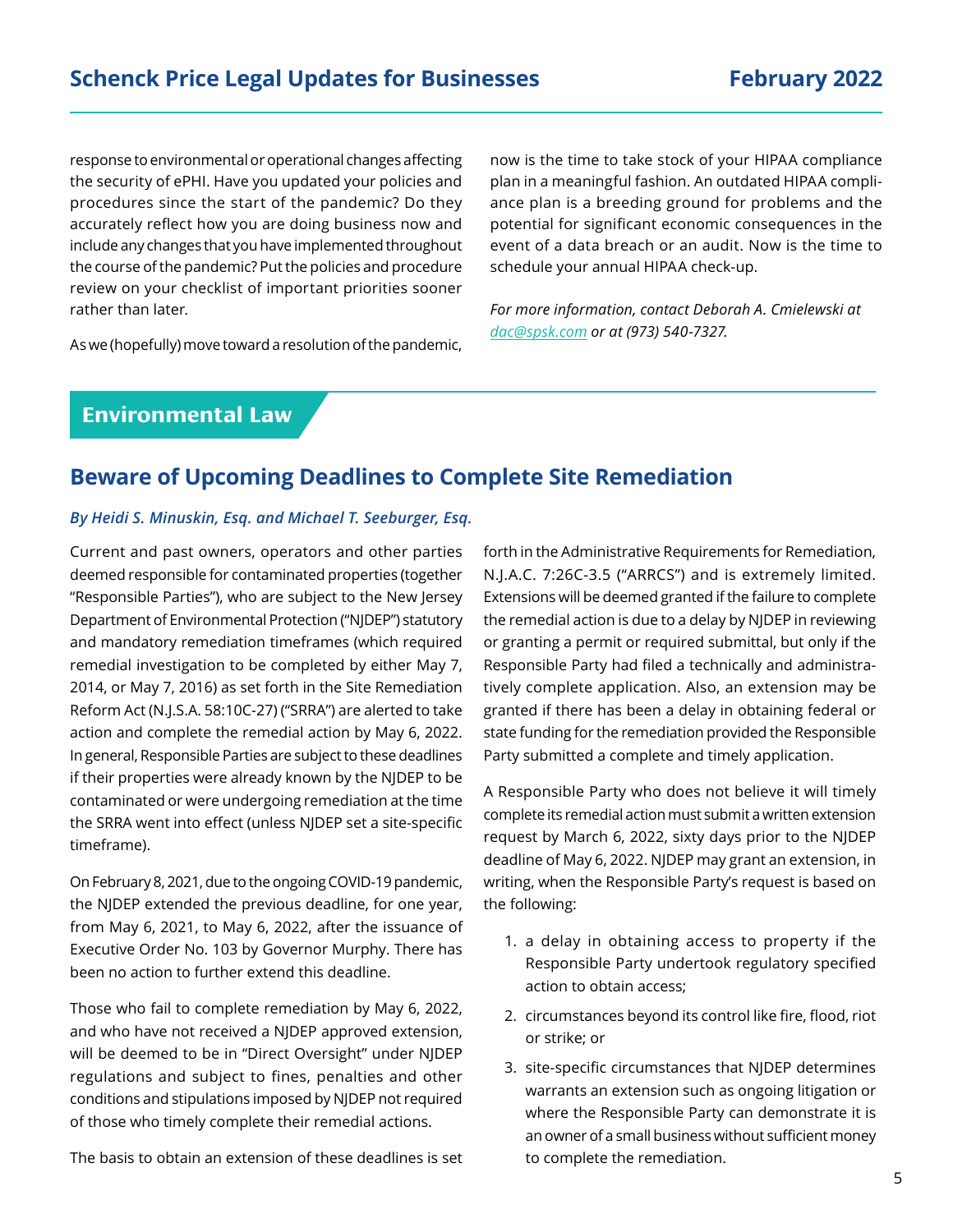response to environmental or operational changes affecting the security of ePHI. Have you updated your policies and procedures since the start of the pandemic? Do they accurately reflect how you are doing business now and include any changes that you have implemented throughout the course of the pandemic? Put the policies and procedure review on your checklist of important priorities sooner rather than later.

As we (hopefully) move toward a resolution of the pandemic, now is the time to take stock of your HIPAA compliance plan in a meaningful fashion. An outdated HIPAA compliance plan is a breeding ground for problems and the potential for significant economic consequences in the event of a data breach or an audit. Now is the time to schedule your annual HIPAA check-up.

*For more information, contact Deborah A. Cmielewski at [dac@spsk.com](mailto:dac@spsk.com) or at (973) 540-7327.*

## Environmental Law

### Beware of Upcoming Deadlines to Complete Site Remediation

***By Heidi S. Minuskin, Esq. and Michael T. Seeburger, Esq.***

Current and past owners, operators and other parties deemed responsible for contaminated properties (together "Responsible Parties"), who are subject to the New Jersey Department of Environmental Protection ("NJDEP") statutory and mandatory remediation timeframes (which required remedial investigation to be completed by either May 7, 2014, or May 7, 2016) as set forth in the Site Remediation Reform Act (N.J.S.A. 58:10C-27) ("SRRA") are alerted to take action and complete the remedial action by May 6, 2022. In general, Responsible Parties are subject to these deadlines if their properties were already known by the NJDEP to be contaminated or were undergoing remediation at the time the SRRA went into effect (unless NJDEP set a site-specific timeframe).

On February 8, 2021, due to the ongoing COVID-19 pandemic, the NJDEP extended the previous deadline, for one year, from May 6, 2021, to May 6, 2022, after the issuance of Executive Order No. 103 by Governor Murphy. There has been no action to further extend this deadline.

Those who fail to complete remediation by May 6, 2022, and who have not received a NJDEP approved extension, will be deemed to be in "Direct Oversight" under NJDEP regulations and subject to fines, penalties and other conditions and stipulations imposed by NJDEP not required of those who timely complete their remedial actions.

The basis to obtain an extension of these deadlines is set forth in the Administrative Requirements for Remediation, N.J.A.C. 7:26C-3.5 ("ARRCS") and is extremely limited. Extensions will be deemed granted if the failure to complete the remedial action is due to a delay by NJDEP in reviewing or granting a permit or required submittal, but only if the Responsible Party had filed a technically and administratively complete application. Also, an extension may be granted if there has been a delay in obtaining federal or state funding for the remediation provided the Responsible Party submitted a complete and timely application.

A Responsible Party who does not believe it will timely complete its remedial action must submit a written extension request by March 6, 2022, sixty days prior to the NJDEP deadline of May 6, 2022. NJDEP may grant an extension, in writing, when the Responsible Party's request is based on the following:

1. a delay in obtaining access to property if the Responsible Party undertook regulatory specified action to obtain access;
2. circumstances beyond its control like fire, flood, riot or strike; or
3. site-specific circumstances that NJDEP determines warrants an extension such as ongoing litigation or where the Responsible Party can demonstrate it is an owner of a small business without sufficient money to complete the remediation.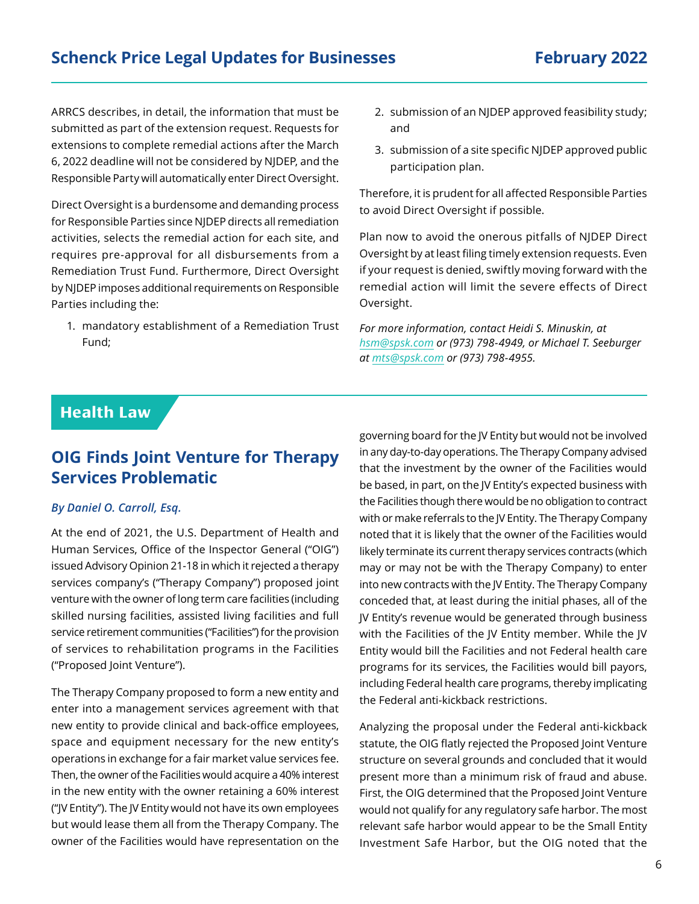ARRCS describes, in detail, the information that must be submitted as part of the extension request. Requests for extensions to complete remedial actions after the March 6, 2022 deadline will not be considered by NJDEP, and the Responsible Party will automatically enter Direct Oversight.

Direct Oversight is a burdensome and demanding process for Responsible Parties since NJDEP directs all remediation activities, selects the remedial action for each site, and requires pre-approval for all disbursements from a Remediation Trust Fund. Furthermore, Direct Oversight by NJDEP imposes additional requirements on Responsible Parties including the:

1. mandatory establishment of a Remediation Trust Fund;
2. submission of an NJDEP approved feasibility study; and
3. submission of a site specific NJDEP approved public participation plan.

Therefore, it is prudent for all affected Responsible Parties to avoid Direct Oversight if possible.

Plan now to avoid the onerous pitfalls of NJDEP Direct Oversight by at least filing timely extension requests. Even if your request is denied, swiftly moving forward with the remedial action will limit the severe effects of Direct Oversight.

*For more information, contact Heidi S. Minuskin, at hsm@spsk.com or (973) 798-4949, or Michael T. Seeburger at mts@spsk.com or (973) 798-4955.*

## Health Law

### OIG Finds Joint Venture for Therapy Services Problematic

*By Daniel O. Carroll, Esq.*

At the end of 2021, the U.S. Department of Health and Human Services, Office of the Inspector General ("OIG") issued Advisory Opinion 21-18 in which it rejected a therapy services company's ("Therapy Company") proposed joint venture with the owner of long term care facilities (including skilled nursing facilities, assisted living facilities and full service retirement communities ("Facilities") for the provision of services to rehabilitation programs in the Facilities ("Proposed Joint Venture").

The Therapy Company proposed to form a new entity and enter into a management services agreement with that new entity to provide clinical and back-office employees, space and equipment necessary for the new entity's operations in exchange for a fair market value services fee. Then, the owner of the Facilities would acquire a 40% interest in the new entity with the owner retaining a 60% interest ("JV Entity"). The JV Entity would not have its own employees but would lease them all from the Therapy Company. The owner of the Facilities would have representation on the governing board for the JV Entity but would not be involved in any day-to-day operations. The Therapy Company advised that the investment by the owner of the Facilities would be based, in part, on the JV Entity's expected business with the Facilities though there would be no obligation to contract with or make referrals to the JV Entity. The Therapy Company noted that it is likely that the owner of the Facilities would likely terminate its current therapy services contracts (which may or may not be with the Therapy Company) to enter into new contracts with the JV Entity. The Therapy Company conceded that, at least during the initial phases, all of the JV Entity's revenue would be generated through business with the Facilities of the JV Entity member. While the JV Entity would bill the Facilities and not Federal health care programs for its services, the Facilities would bill payors, including Federal health care programs, thereby implicating the Federal anti-kickback restrictions.

Analyzing the proposal under the Federal anti-kickback statute, the OIG flatly rejected the Proposed Joint Venture structure on several grounds and concluded that it would present more than a minimum risk of fraud and abuse. First, the OIG determined that the Proposed Joint Venture would not qualify for any regulatory safe harbor. The most relevant safe harbor would appear to be the Small Entity Investment Safe Harbor, but the OIG noted that the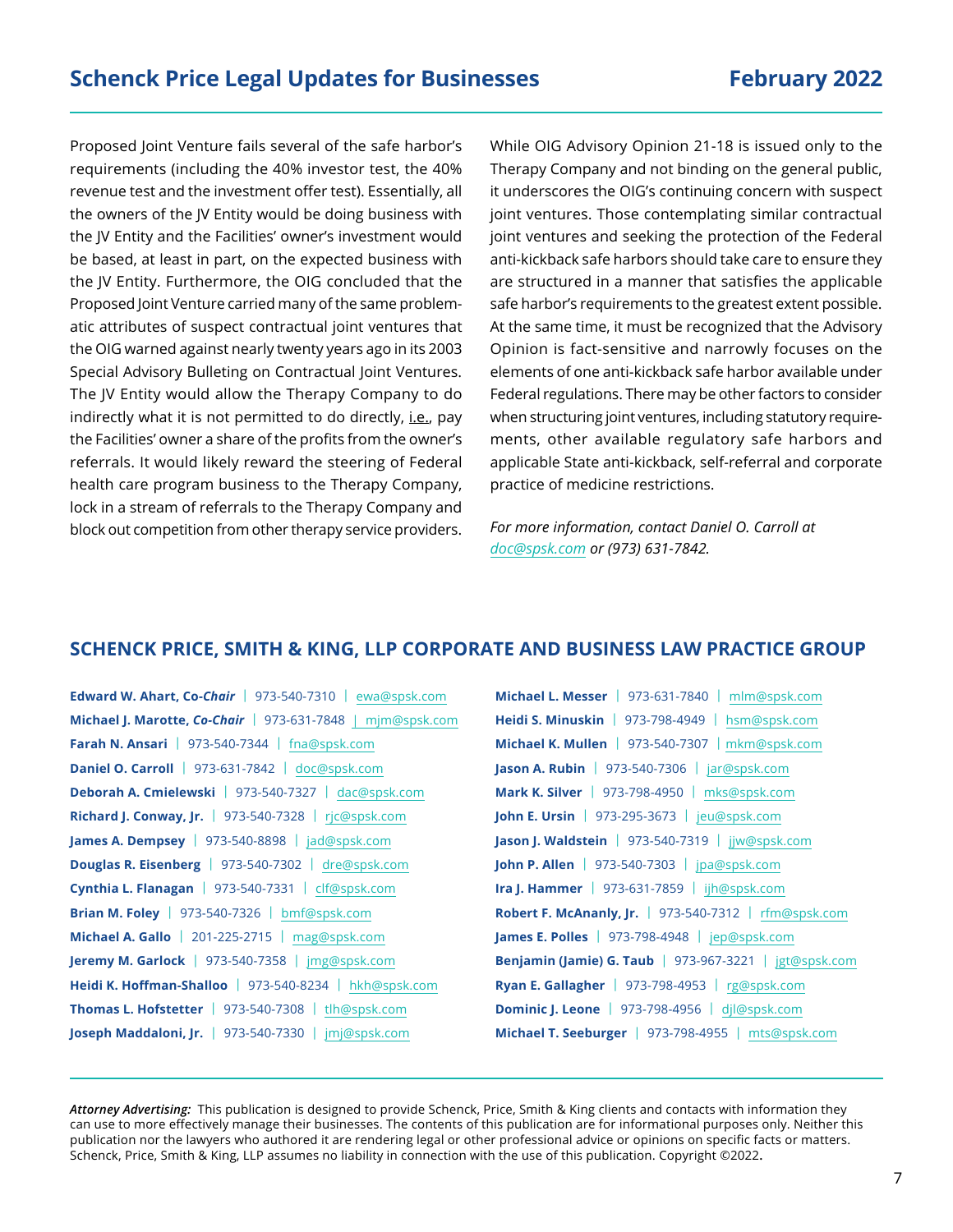Proposed Joint Venture fails several of the safe harbor's requirements (including the 40% investor test, the 40% revenue test and the investment offer test). Essentially, all the owners of the JV Entity would be doing business with the JV Entity and the Facilities' owner's investment would be based, at least in part, on the expected business with the JV Entity. Furthermore, the OIG concluded that the Proposed Joint Venture carried many of the same problematic attributes of suspect contractual joint ventures that the OIG warned against nearly twenty years ago in its 2003 Special Advisory Bulleting on Contractual Joint Ventures. The JV Entity would allow the Therapy Company to do indirectly what it is not permitted to do directly, i.e., pay the Facilities' owner a share of the profits from the owner's referrals. It would likely reward the steering of Federal health care program business to the Therapy Company, lock in a stream of referrals to the Therapy Company and block out competition from other therapy service providers.

While OIG Advisory Opinion 21-18 is issued only to the Therapy Company and not binding on the general public, it underscores the OIG's continuing concern with suspect joint ventures. Those contemplating similar contractual joint ventures and seeking the protection of the Federal anti-kickback safe harbors should take care to ensure they are structured in a manner that satisfies the applicable safe harbor's requirements to the greatest extent possible. At the same time, it must be recognized that the Advisory Opinion is fact-sensitive and narrowly focuses on the elements of one anti-kickback safe harbor available under Federal regulations. There may be other factors to consider when structuring joint ventures, including statutory requirements, other available regulatory safe harbors and applicable State anti-kickback, self-referral and corporate practice of medicine restrictions.

*For more information, contact Daniel O. Carroll at doc@spsk.com or (973) 631-7842.*

## SCHENCK PRICE, SMITH & KING, LLP CORPORATE AND BUSINESS LAW PRACTICE GROUP

**Edward W. Ahart, Co-*Chair*** | 973-540-7310 | ewa@spsk.com
**Michael J. Marotte, *Co-Chair*** | 973-631-7848 | mjm@spsk.com
**Farah N. Ansari** | 973-540-7344 | fna@spsk.com
**Daniel O. Carroll** | 973-631-7842 | doc@spsk.com
**Deborah A. Cmielewski** | 973-540-7327 | dac@spsk.com
**Richard J. Conway, Jr.** | 973-540-7328 | rjc@spsk.com
**James A. Dempsey** | 973-540-8898 | jad@spsk.com
**Douglas R. Eisenberg** | 973-540-7302 | dre@spsk.com
**Cynthia L. Flanagan** | 973-540-7331 | clf@spsk.com
**Brian M. Foley** | 973-540-7326 | bmf@spsk.com
**Michael A. Gallo** | 201-225-2715 | mag@spsk.com
**Jeremy M. Garlock** | 973-540-7358 | jmg@spsk.com
**Heidi K. Hoffman-Shalloo** | 973-540-8234 | hkh@spsk.com
**Thomas L. Hofstetter** | 973-540-7308 | tlh@spsk.com
**Joseph Maddaloni, Jr.** | 973-540-7330 | jmj@spsk.com
**Michael L. Messer** | 973-631-7840 | mlm@spsk.com
**Heidi S. Minuskin** | 973-798-4949 | hsm@spsk.com
**Michael K. Mullen** | 973-540-7307 | mkm@spsk.com
**Jason A. Rubin** | 973-540-7306 | jar@spsk.com
**Mark K. Silver** | 973-798-4950 | mks@spsk.com
**John E. Ursin** | 973-295-3673 | jeu@spsk.com
**Jason J. Waldstein** | 973-540-7319 | jjw@spsk.com
**John P. Allen** | 973-540-7303 | jpa@spsk.com
**Ira J. Hammer** | 973-631-7859 | ijh@spsk.com
**Robert F. McAnanly, Jr.** | 973-540-7312 | rfm@spsk.com
**James E. Polles** | 973-798-4948 | jep@spsk.com
**Benjamin (Jamie) G. Taub** | 973-967-3221 | jgt@spsk.com
**Ryan E. Gallagher** | 973-798-4953 | rg@spsk.com
**Dominic J. Leone** | 973-798-4956 | djl@spsk.com
**Michael T. Seeburger** | 973-798-4955 | mts@spsk.com

***Attorney Advertising:*** This publication is designed to provide Schenck, Price, Smith & King clients and contacts with information they can use to more effectively manage their businesses. The contents of this publication are for informational purposes only. Neither this publication nor the lawyers who authored it are rendering legal or other professional advice or opinions on specific facts or matters. Schenck, Price, Smith & King, LLP assumes no liability in connection with the use of this publication. Copyright ©2022**.**